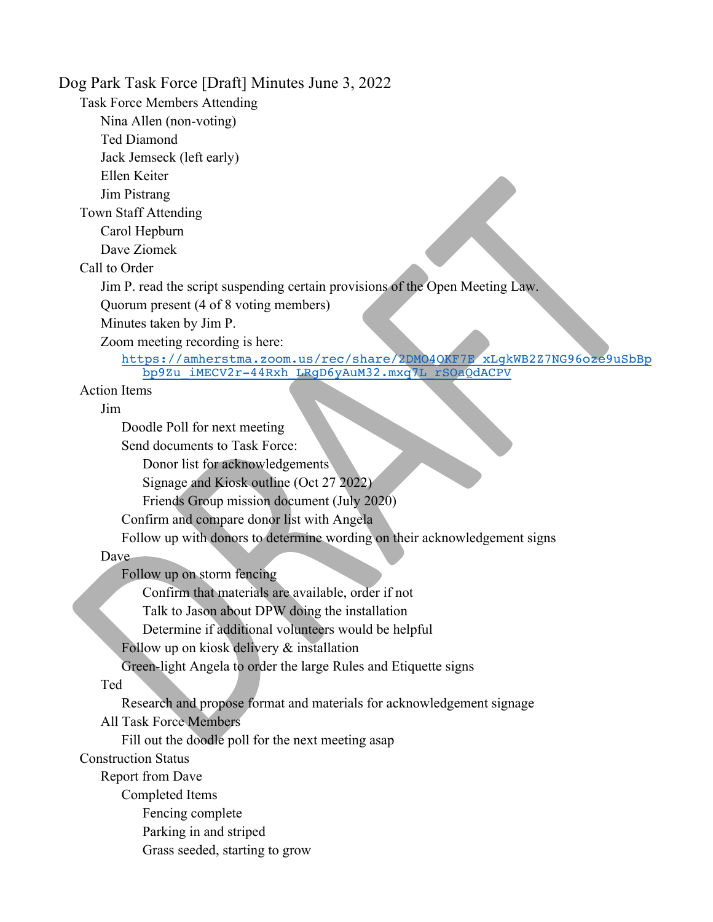# Dog Park Task Force [Draft] Minutes June 3, 2022

- Task Force Members Attending
  - Nina Allen (non-voting)
  - Ted Diamond
  - Jack Jemseck (left early)
  - Ellen Keiter
  - Jim Pistrang
- Town Staff Attending
  - Carol Hepburn
  - Dave Ziomek
- Call to Order
  - Jim P. read the script suspending certain provisions of the Open Meeting Law.
  - Quorum present (4 of 8 voting members)
  - Minutes taken by Jim P.
  - Zoom meeting recording is here:
    - https://amherstma.zoom.us/rec/share/2DMO4OKF7F_xLgkWB2Z7NG96oze9uSbBpbp9Zu_iMECV2r-44Rxh_LRgD6yAuM32.mxq7L_rSOaQdACPV
- Action Items
  - Jim
    - Doodle Poll for next meeting
    - Send documents to Task Force:
      - Donor list for acknowledgements
      - Signage and Kiosk outline (Oct 27 2022)
      - Friends Group mission document (July 2020)
    - Confirm and compare donor list with Angela
    - Follow up with donors to determine wording on their acknowledgement signs
  - Dave
    - Follow up on storm fencing
      - Confirm that materials are available, order if not
      - Talk to Jason about DPW doing the installation
      - Determine if additional volunteers would be helpful
    - Follow up on kiosk delivery & installation
    - Green-light Angela to order the large Rules and Etiquette signs
  - Ted
    - Research and propose format and materials for acknowledgement signage
  - All Task Force Members
    - Fill out the doodle poll for the next meeting asap
- Construction Status
  - Report from Dave
    - Completed Items
      - Fencing complete
      - Parking in and striped
      - Grass seeded, starting to grow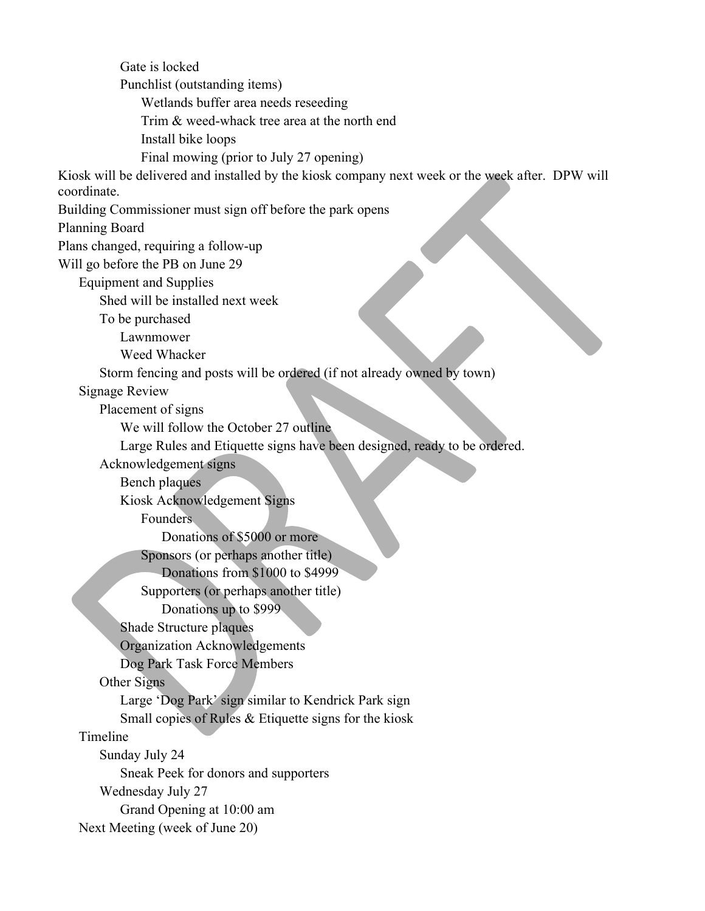- Gate is locked
- Punchlist (outstanding items)
  - Wetlands buffer area needs reseeding
  - Trim & weed-whack tree area at the north end
  - Install bike loops
  - Final mowing (prior to July 27 opening)

Kiosk will be delivered and installed by the kiosk company next week or the week after. DPW will coordinate.

Building Commissioner must sign off before the park opens

Planning Board

Plans changed, requiring a follow-up

Will go before the PB on June 29

- Equipment and Supplies
  - Shed will be installed next week
  - To be purchased
    - Lawnmower
    - Weed Whacker
  - Storm fencing and posts will be ordered (if not already owned by town)
- Signage Review
  - Placement of signs
    - We will follow the October 27 outline
    - Large Rules and Etiquette signs have been designed, ready to be ordered.
  - Acknowledgement signs
    - Bench plaques
    - Kiosk Acknowledgement Signs
      - Founders
        - Donations of $5000 or more
      - Sponsors (or perhaps another title)
        - Donations from $1000 to $4999
      - Supporters (or perhaps another title)
        - Donations up to $999
    - Shade Structure plaques
    - Organization Acknowledgements
    - Dog Park Task Force Members
  - Other Signs
    - Large 'Dog Park' sign similar to Kendrick Park sign
    - Small copies of Rules & Etiquette signs for the kiosk
- Timeline
  - Sunday July 24
    - Sneak Peek for donors and supporters
  - Wednesday July 27
    - Grand Opening at 10:00 am
- Next Meeting (week of June 20)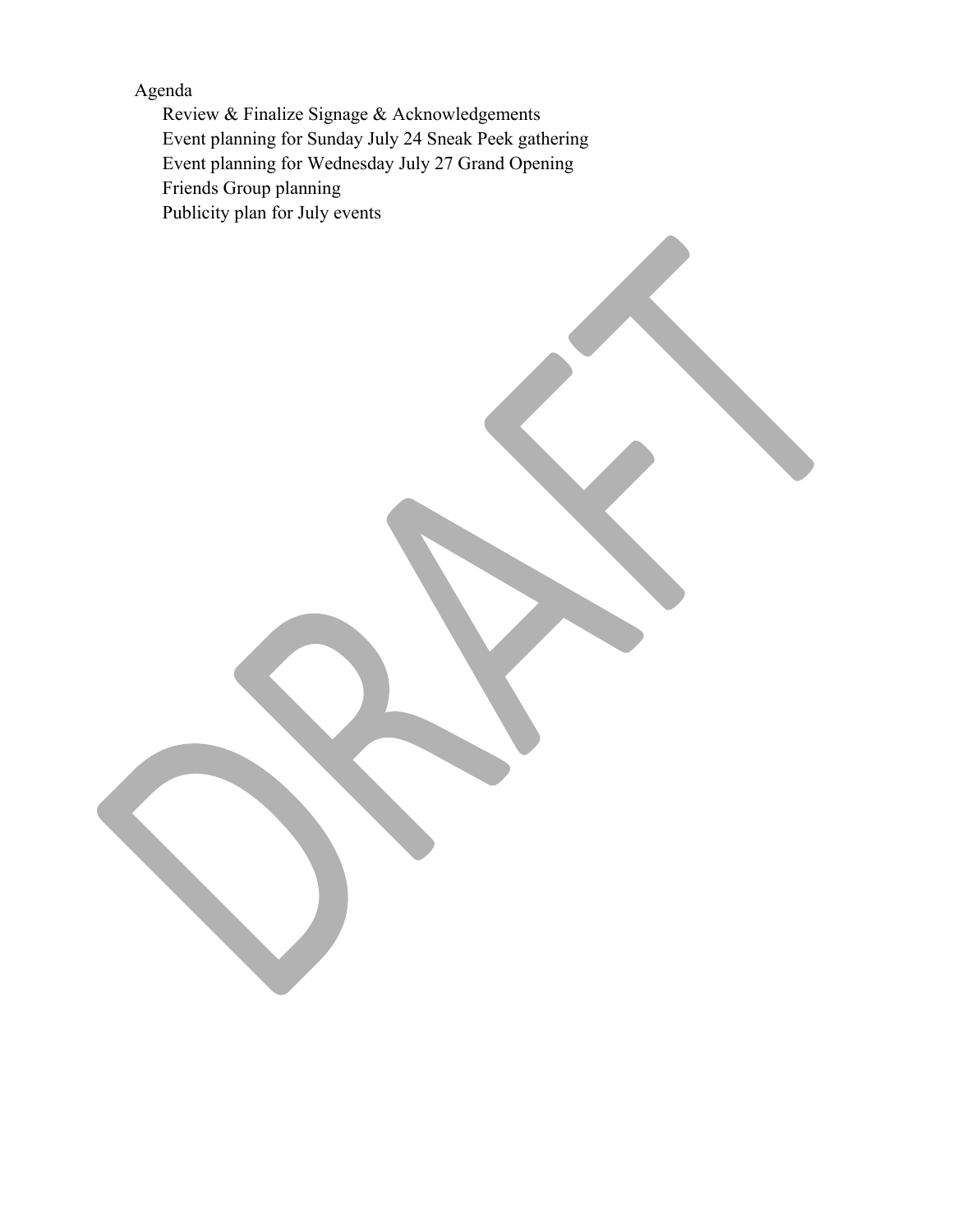Agenda

- Review & Finalize Signage & Acknowledgements
- Event planning for Sunday July 24 Sneak Peek gathering
- Event planning for Wednesday July 27 Grand Opening
- Friends Group planning
- Publicity plan for July events

DRAFT